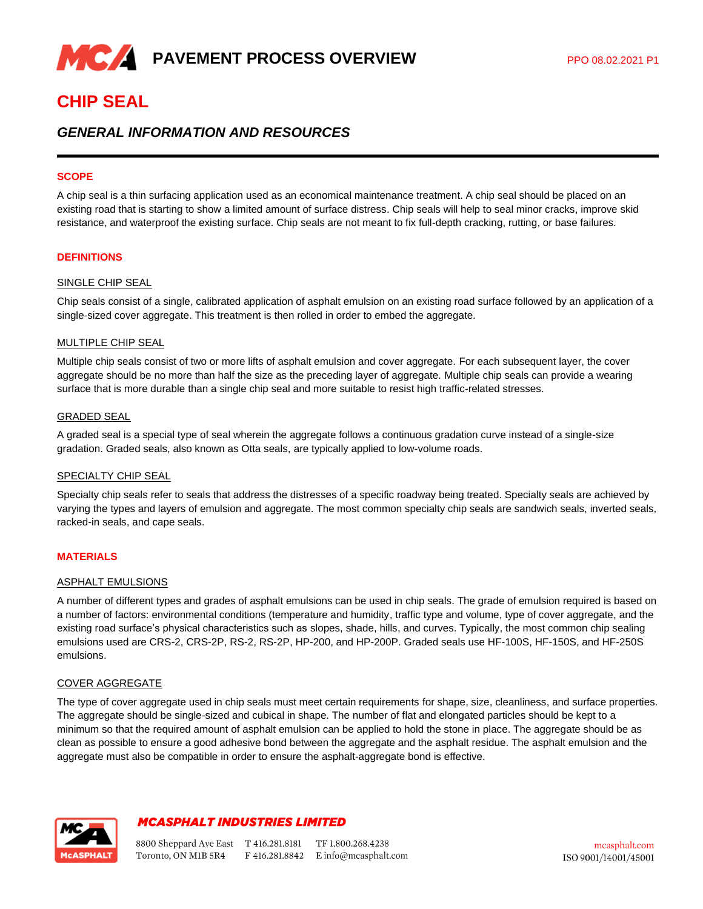# PAVEMENT PROCESS OVERVIEW

PPO 08.02.2021 P1

# CHIP SEAL

## *GENERAL INFORMATION AND RESOURCES*

### SCOPE

A chip seal is a thin surfacing application used as an economical maintenance treatment. A chip seal should be placed on an existing road that is starting to show a limited amount of surface distress. Chip seals will help to seal minor cracks, improve skid resistance, and waterproof the existing surface. Chip seals are not meant to fix full-depth cracking, rutting, or base failures.

### DEFINITIONS

#### SINGLE CHIP SEAL

Chip seals consist of a single, calibrated application of asphalt emulsion on an existing road surface followed by an application of a single-sized cover aggregate. This treatment is then rolled in order to embed the aggregate.

#### MULTIPLE CHIP SEAL

Multiple chip seals consist of two or more lifts of asphalt emulsion and cover aggregate. For each subsequent layer, the cover aggregate should be no more than half the size as the preceding layer of aggregate. Multiple chip seals can provide a wearing surface that is more durable than a single chip seal and more suitable to resist high traffic-related stresses.

#### GRADED SEAL

A graded seal is a special type of seal wherein the aggregate follows a continuous gradation curve instead of a single-size gradation. Graded seals, also known as Otta seals, are typically applied to low-volume roads.

#### SPECIALTY CHIP SEAL

Specialty chip seals refer to seals that address the distresses of a specific roadway being treated. Specialty seals are achieved by varying the types and layers of emulsion and aggregate. The most common specialty chip seals are sandwich seals, inverted seals, racked-in seals, and cape seals.

### MATERIALS

#### ASPHALT EMULSIONS

A number of different types and grades of asphalt emulsions can be used in chip seals. The grade of emulsion required is based on a number of factors: environmental conditions (temperature and humidity, traffic type and volume, type of cover aggregate, and the existing road surface's physical characteristics such as slopes, shade, hills, and curves. Typically, the most common chip sealing emulsions used are CRS-2, CRS-2P, RS-2, RS-2P, HP-200, and HP-200P. Graded seals use HF-100S, HF-150S, and HF-250S emulsions.

#### COVER AGGREGATE

The type of cover aggregate used in chip seals must meet certain requirements for shape, size, cleanliness, and surface properties. The aggregate should be single-sized and cubical in shape. The number of flat and elongated particles should be kept to a minimum so that the required amount of asphalt emulsion can be applied to hold the stone in place. The aggregate should be as clean as possible to ensure a good adhesive bond between the aggregate and the asphalt residue. The asphalt emulsion and the aggregate must also be compatible in order to ensure the asphalt-aggregate bond is effective.

**MCASPHALT INDUSTRIES LIMITED**

8800 Sheppard Ave East, Toronto, ON M1B 5R4 | T 416.281.8181 | F 416.281.8842 | TF 1.800.268.4238 | E info@mcasphalt.com

mcasphalt.com | ISO 9001/14001/45001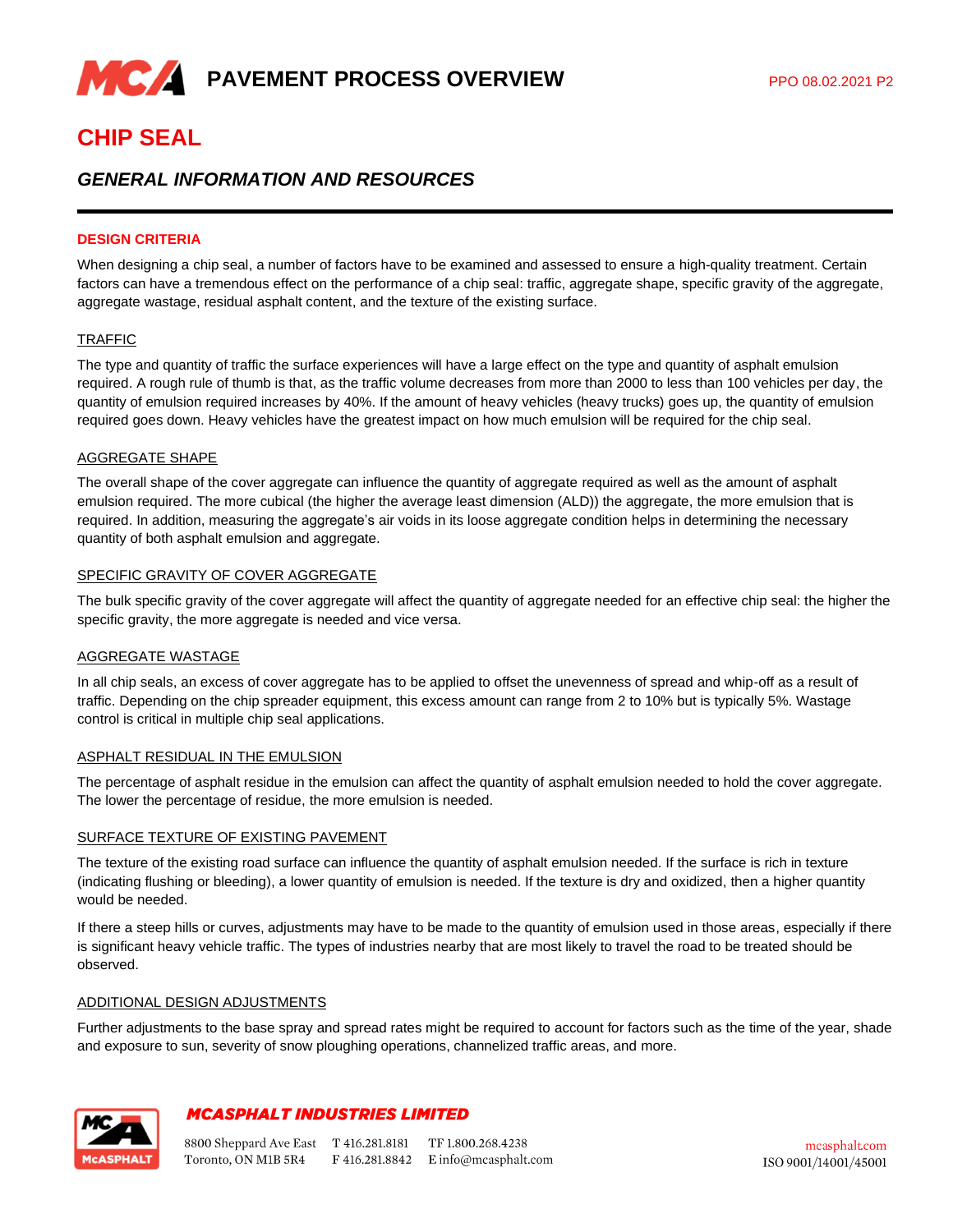# CHIP SEAL

## *GENERAL INFORMATION AND RESOURCES*

### DESIGN CRITERIA

When designing a chip seal, a number of factors have to be examined and assessed to ensure a high-quality treatment. Certain factors can have a tremendous effect on the performance of a chip seal: traffic, aggregate shape, specific gravity of the aggregate, aggregate wastage, residual asphalt content, and the texture of the existing surface.

#### TRAFFIC

The type and quantity of traffic the surface experiences will have a large effect on the type and quantity of asphalt emulsion required. A rough rule of thumb is that, as the traffic volume decreases from more than 2000 to less than 100 vehicles per day, the quantity of emulsion required increases by 40%. If the amount of heavy vehicles (heavy trucks) goes up, the quantity of emulsion required goes down. Heavy vehicles have the greatest impact on how much emulsion will be required for the chip seal.

#### AGGREGATE SHAPE

The overall shape of the cover aggregate can influence the quantity of aggregate required as well as the amount of asphalt emulsion required. The more cubical (the higher the average least dimension (ALD)) the aggregate, the more emulsion that is required. In addition, measuring the aggregate's air voids in its loose aggregate condition helps in determining the necessary quantity of both asphalt emulsion and aggregate.

#### SPECIFIC GRAVITY OF COVER AGGREGATE

The bulk specific gravity of the cover aggregate will affect the quantity of aggregate needed for an effective chip seal: the higher the specific gravity, the more aggregate is needed and vice versa.

#### AGGREGATE WASTAGE

In all chip seals, an excess of cover aggregate has to be applied to offset the unevenness of spread and whip-off as a result of traffic. Depending on the chip spreader equipment, this excess amount can range from 2 to 10% but is typically 5%. Wastage control is critical in multiple chip seal applications.

#### ASPHALT RESIDUAL IN THE EMULSION

The percentage of asphalt residue in the emulsion can affect the quantity of asphalt emulsion needed to hold the cover aggregate. The lower the percentage of residue, the more emulsion is needed.

#### SURFACE TEXTURE OF EXISTING PAVEMENT

The texture of the existing road surface can influence the quantity of asphalt emulsion needed. If the surface is rich in texture (indicating flushing or bleeding), a lower quantity of emulsion is needed. If the texture is dry and oxidized, then a higher quantity would be needed.

If there a steep hills or curves, adjustments may have to be made to the quantity of emulsion used in those areas, especially if there is significant heavy vehicle traffic. The types of industries nearby that are most likely to travel the road to be treated should be observed.

#### ADDITIONAL DESIGN ADJUSTMENTS

Further adjustments to the base spray and spread rates might be required to account for factors such as the time of the year, shade and exposure to sun, severity of snow ploughing operations, channelized traffic areas, and more.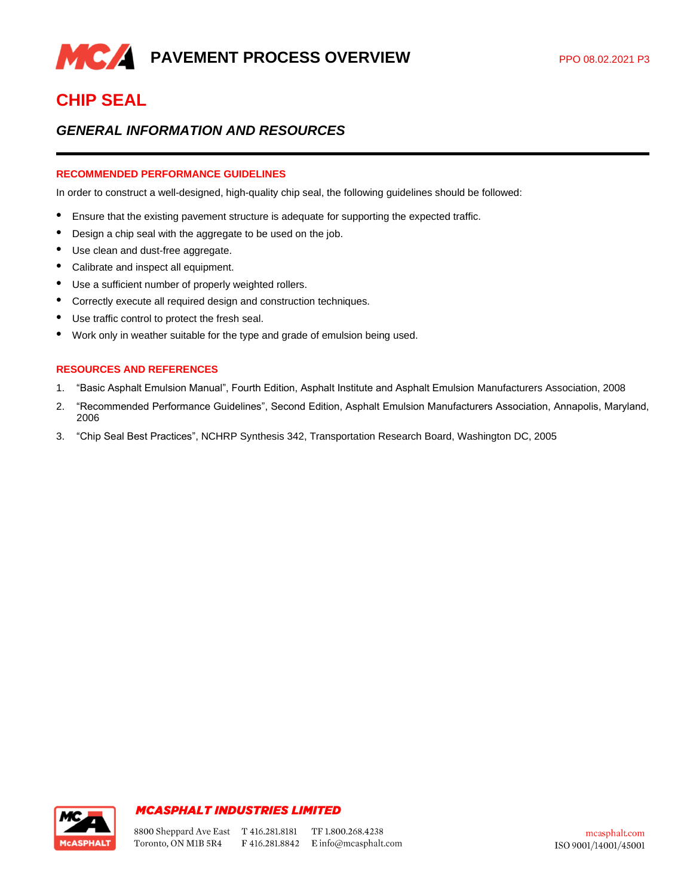# CHIP SEAL

## *GENERAL INFORMATION AND RESOURCES*

### RECOMMENDED PERFORMANCE GUIDELINES

In order to construct a well-designed, high-quality chip seal, the following guidelines should be followed:

- Ensure that the existing pavement structure is adequate for supporting the expected traffic.
- Design a chip seal with the aggregate to be used on the job.
- Use clean and dust-free aggregate.
- Calibrate and inspect all equipment.
- Use a sufficient number of properly weighted rollers.
- Correctly execute all required design and construction techniques.
- Use traffic control to protect the fresh seal.
- Work only in weather suitable for the type and grade of emulsion being used.

### RESOURCES AND REFERENCES

1. “Basic Asphalt Emulsion Manual”, Fourth Edition, Asphalt Institute and Asphalt Emulsion Manufacturers Association, 2008
2. “Recommended Performance Guidelines”, Second Edition, Asphalt Emulsion Manufacturers Association, Annapolis, Maryland, 2006
3. “Chip Seal Best Practices”, NCHRP Synthesis 342, Transportation Research Board, Washington DC, 2005